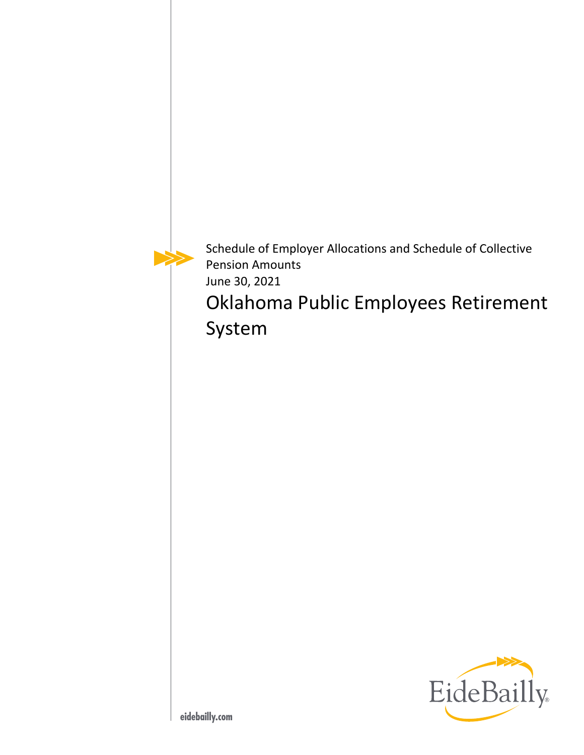Schedule of Employer Allocations and Schedule of Collective Pension Amounts

June 30, 2021

# Oklahoma Public Employees Retirement System

EideBailly

eidebailly.com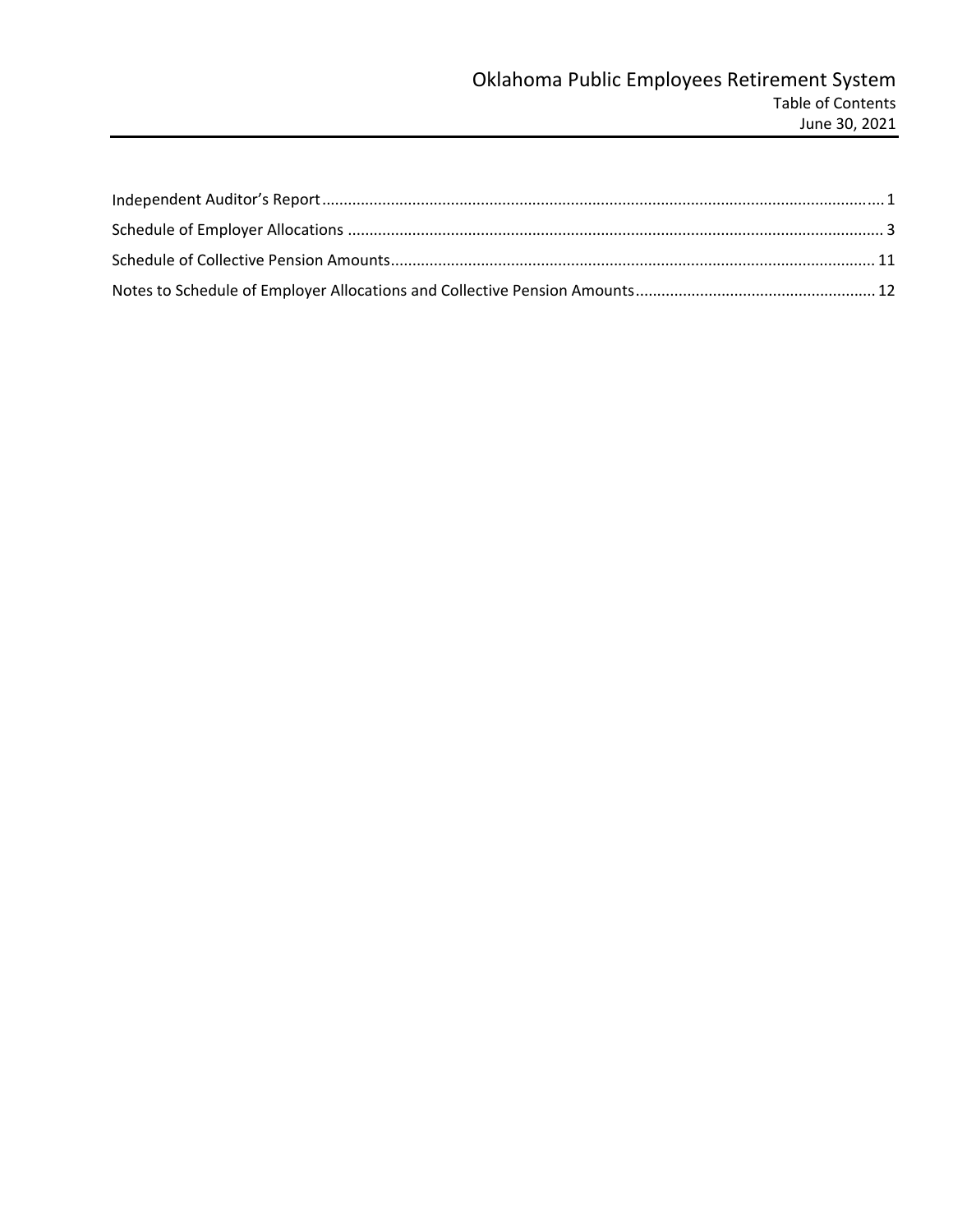# Oklahoma Public Employees Retirement System

Table of Contents

June 30, 2021

Independent Auditor's Report .................................................................................................................................... 1

Schedule of Employer Allocations ............................................................................................................................. 3

Schedule of Collective Pension Amounts.................................................................................................................. 11

Notes to Schedule of Employer Allocations and Collective Pension Amounts........................................................ 12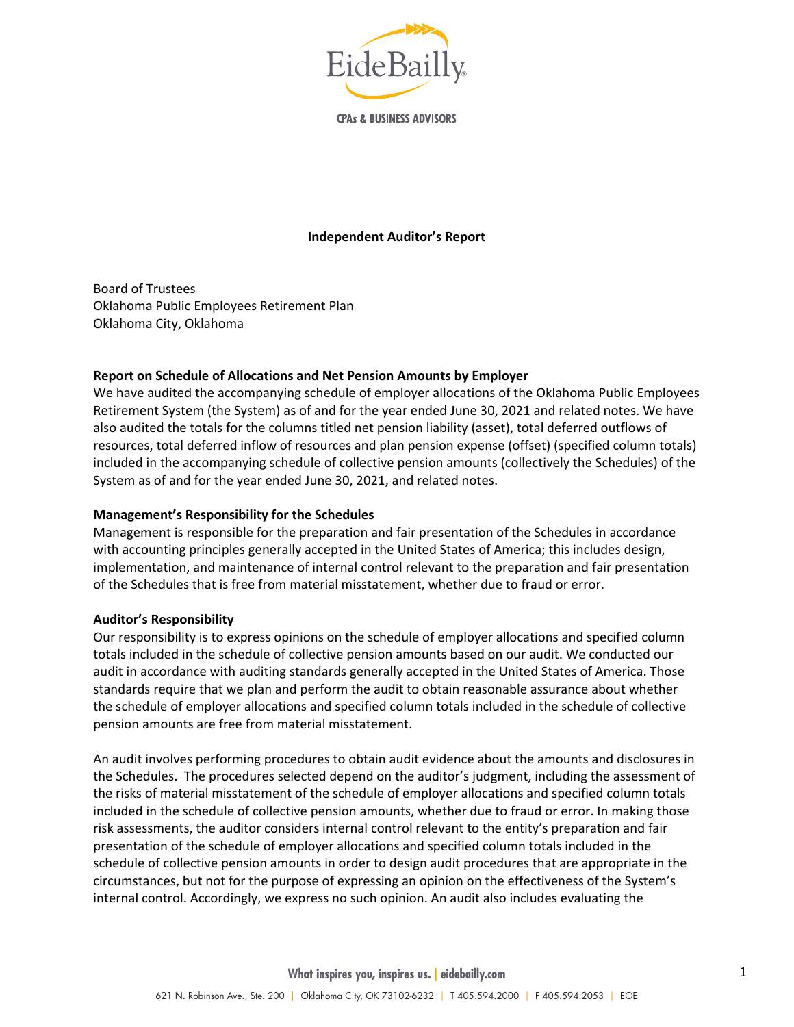# Independent Auditor's Report

Board of Trustees
Oklahoma Public Employees Retirement Plan
Oklahoma City, Oklahoma

**Report on Schedule of Allocations and Net Pension Amounts by Employer**

We have audited the accompanying schedule of employer allocations of the Oklahoma Public Employees Retirement System (the System) as of and for the year ended June 30, 2021 and related notes. We have also audited the totals for the columns titled net pension liability (asset), total deferred outflows of resources, total deferred inflow of resources and plan pension expense (offset) (specified column totals) included in the accompanying schedule of collective pension amounts (collectively the Schedules) of the System as of and for the year ended June 30, 2021, and related notes.

**Management's Responsibility for the Schedules**

Management is responsible for the preparation and fair presentation of the Schedules in accordance with accounting principles generally accepted in the United States of America; this includes design, implementation, and maintenance of internal control relevant to the preparation and fair presentation of the Schedules that is free from material misstatement, whether due to fraud or error.

**Auditor's Responsibility**

Our responsibility is to express opinions on the schedule of employer allocations and specified column totals included in the schedule of collective pension amounts based on our audit. We conducted our audit in accordance with auditing standards generally accepted in the United States of America. Those standards require that we plan and perform the audit to obtain reasonable assurance about whether the schedule of employer allocations and specified column totals included in the schedule of collective pension amounts are free from material misstatement.

An audit involves performing procedures to obtain audit evidence about the amounts and disclosures in the Schedules. The procedures selected depend on the auditor's judgment, including the assessment of the risks of material misstatement of the schedule of employer allocations and specified column totals included in the schedule of collective pension amounts, whether due to fraud or error. In making those risk assessments, the auditor considers internal control relevant to the entity's preparation and fair presentation of the schedule of employer allocations and specified column totals included in the schedule of collective pension amounts in order to design audit procedures that are appropriate in the circumstances, but not for the purpose of expressing an opinion on the effectiveness of the System's internal control. Accordingly, we express no such opinion. An audit also includes evaluating the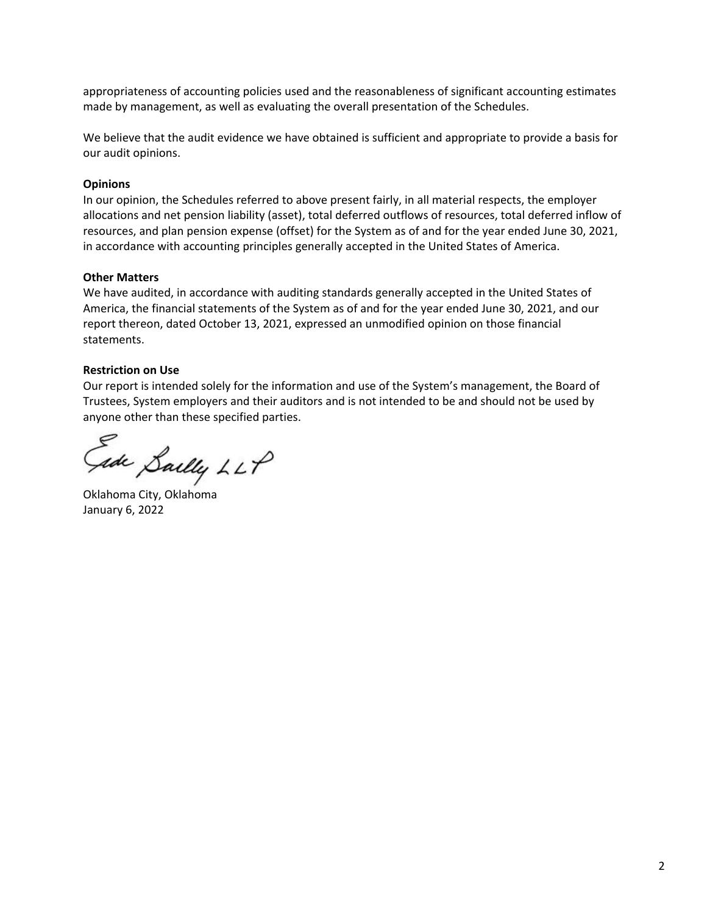appropriateness of accounting policies used and the reasonableness of significant accounting estimates made by management, as well as evaluating the overall presentation of the Schedules.

We believe that the audit evidence we have obtained is sufficient and appropriate to provide a basis for our audit opinions.

**Opinions**

In our opinion, the Schedules referred to above present fairly, in all material respects, the employer allocations and net pension liability (asset), total deferred outflows of resources, total deferred inflow of resources, and plan pension expense (offset) for the System as of and for the year ended June 30, 2021, in accordance with accounting principles generally accepted in the United States of America.

**Other Matters**

We have audited, in accordance with auditing standards generally accepted in the United States of America, the financial statements of the System as of and for the year ended June 30, 2021, and our report thereon, dated October 13, 2021, expressed an unmodified opinion on those financial statements.

**Restriction on Use**

Our report is intended solely for the information and use of the System's management, the Board of Trustees, System employers and their auditors and is not intended to be and should not be used by anyone other than these specified parties.

Eide Bailly LLP

Oklahoma City, Oklahoma
January 6, 2022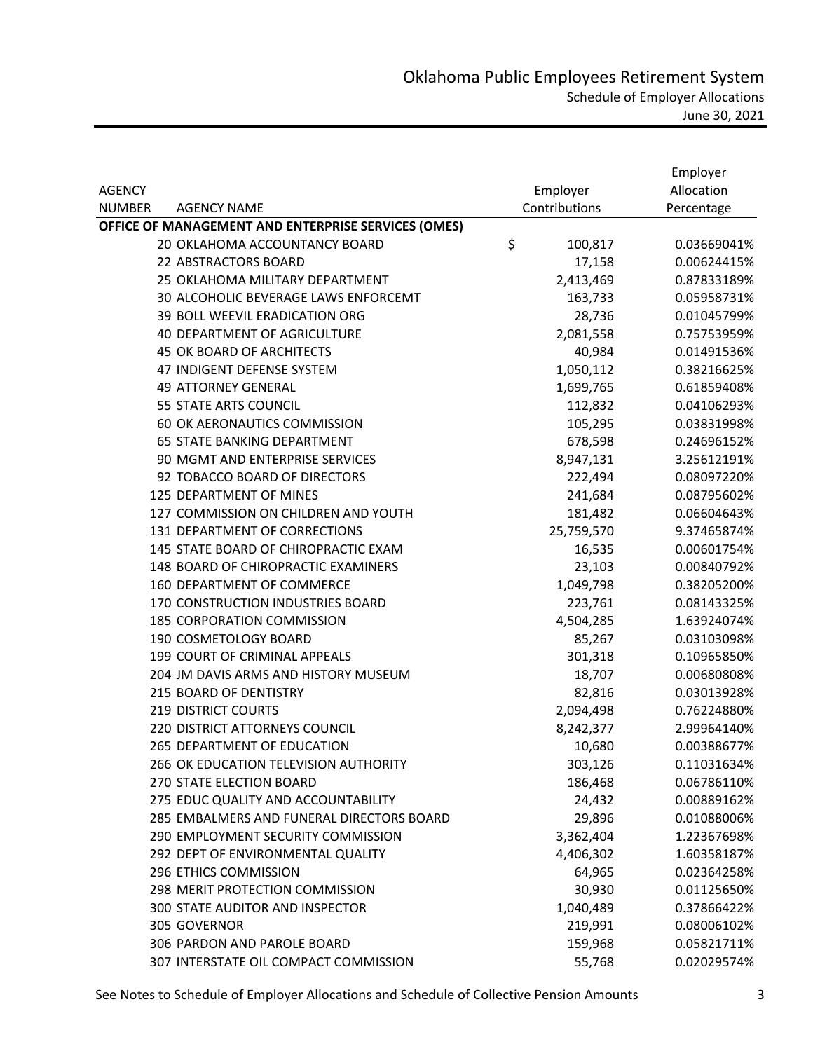# Oklahoma Public Employees Retirement System

## Schedule of Employer Allocations

June 30, 2021

| AGENCY NUMBER | AGENCY NAME | Employer Contributions | Employer Allocation Percentage |
|---|---|---|---|
| **OFFICE OF MANAGEMENT AND ENTERPRISE SERVICES (OMES)** | | | |
| 20 | OKLAHOMA ACCOUNTANCY BOARD | $ 100,817 | 0.03669041% |
| 22 | ABSTRACTORS BOARD | 17,158 | 0.00624415% |
| 25 | OKLAHOMA MILITARY DEPARTMENT | 2,413,469 | 0.87833189% |
| 30 | ALCOHOLIC BEVERAGE LAWS ENFORCEMT | 163,733 | 0.05958731% |
| 39 | BOLL WEEVIL ERADICATION ORG | 28,736 | 0.01045799% |
| 40 | DEPARTMENT OF AGRICULTURE | 2,081,558 | 0.75753959% |
| 45 | OK BOARD OF ARCHITECTS | 40,984 | 0.01491536% |
| 47 | INDIGENT DEFENSE SYSTEM | 1,050,112 | 0.38216625% |
| 49 | ATTORNEY GENERAL | 1,699,765 | 0.61859408% |
| 55 | STATE ARTS COUNCIL | 112,832 | 0.04106293% |
| 60 | OK AERONAUTICS COMMISSION | 105,295 | 0.03831998% |
| 65 | STATE BANKING DEPARTMENT | 678,598 | 0.24696152% |
| 90 | MGMT AND ENTERPRISE SERVICES | 8,947,131 | 3.25612191% |
| 92 | TOBACCO BOARD OF DIRECTORS | 222,494 | 0.08097220% |
| 125 | DEPARTMENT OF MINES | 241,684 | 0.08795602% |
| 127 | COMMISSION ON CHILDREN AND YOUTH | 181,482 | 0.06604643% |
| 131 | DEPARTMENT OF CORRECTIONS | 25,759,570 | 9.37465874% |
| 145 | STATE BOARD OF CHIROPRACTIC EXAM | 16,535 | 0.00601754% |
| 148 | BOARD OF CHIROPRACTIC EXAMINERS | 23,103 | 0.00840792% |
| 160 | DEPARTMENT OF COMMERCE | 1,049,798 | 0.38205200% |
| 170 | CONSTRUCTION INDUSTRIES BOARD | 223,761 | 0.08143325% |
| 185 | CORPORATION COMMISSION | 4,504,285 | 1.63924074% |
| 190 | COSMETOLOGY BOARD | 85,267 | 0.03103098% |
| 199 | COURT OF CRIMINAL APPEALS | 301,318 | 0.10965850% |
| 204 | JM DAVIS ARMS AND HISTORY MUSEUM | 18,707 | 0.00680808% |
| 215 | BOARD OF DENTISTRY | 82,816 | 0.03013928% |
| 219 | DISTRICT COURTS | 2,094,498 | 0.76224880% |
| 220 | DISTRICT ATTORNEYS COUNCIL | 8,242,377 | 2.99964140% |
| 265 | DEPARTMENT OF EDUCATION | 10,680 | 0.00388677% |
| 266 | OK EDUCATION TELEVISION AUTHORITY | 303,126 | 0.11031634% |
| 270 | STATE ELECTION BOARD | 186,468 | 0.06786110% |
| 275 | EDUC QUALITY AND ACCOUNTABILITY | 24,432 | 0.00889162% |
| 285 | EMBALMERS AND FUNERAL DIRECTORS BOARD | 29,896 | 0.01088006% |
| 290 | EMPLOYMENT SECURITY COMMISSION | 3,362,404 | 1.22367698% |
| 292 | DEPT OF ENVIRONMENTAL QUALITY | 4,406,302 | 1.60358187% |
| 296 | ETHICS COMMISSION | 64,965 | 0.02364258% |
| 298 | MERIT PROTECTION COMMISSION | 30,930 | 0.01125650% |
| 300 | STATE AUDITOR AND INSPECTOR | 1,040,489 | 0.37866422% |
| 305 | GOVERNOR | 219,991 | 0.08006102% |
| 306 | PARDON AND PAROLE BOARD | 159,968 | 0.05821711% |
| 307 | INTERSTATE OIL COMPACT COMMISSION | 55,768 | 0.02029574% |

See Notes to Schedule of Employer Allocations and Schedule of Collective Pension Amounts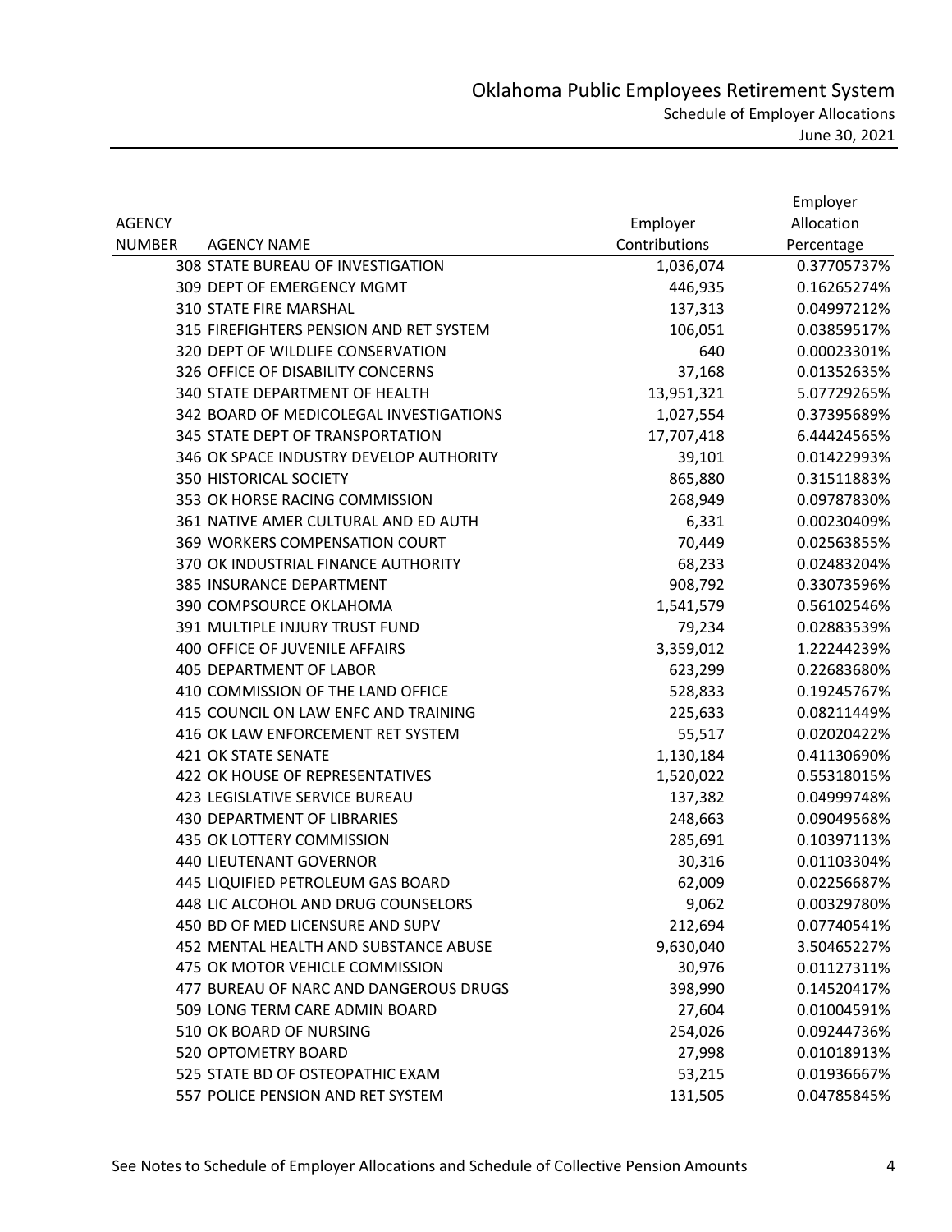# Oklahoma Public Employees Retirement System

## Schedule of Employer Allocations

June 30, 2021

| AGENCY NUMBER | AGENCY NAME | Employer Contributions | Employer Allocation Percentage |
|---|---|---|---|
| 308 | STATE BUREAU OF INVESTIGATION | 1,036,074 | 0.37705737% |
| 309 | DEPT OF EMERGENCY MGMT | 446,935 | 0.16265274% |
| 310 | STATE FIRE MARSHAL | 137,313 | 0.04997212% |
| 315 | FIREFIGHTERS PENSION AND RET SYSTEM | 106,051 | 0.03859517% |
| 320 | DEPT OF WILDLIFE CONSERVATION | 640 | 0.00023301% |
| 326 | OFFICE OF DISABILITY CONCERNS | 37,168 | 0.01352635% |
| 340 | STATE DEPARTMENT OF HEALTH | 13,951,321 | 5.07729265% |
| 342 | BOARD OF MEDICOLEGAL INVESTIGATIONS | 1,027,554 | 0.37395689% |
| 345 | STATE DEPT OF TRANSPORTATION | 17,707,418 | 6.44424565% |
| 346 | OK SPACE INDUSTRY DEVELOP AUTHORITY | 39,101 | 0.01422993% |
| 350 | HISTORICAL SOCIETY | 865,880 | 0.31511883% |
| 353 | OK HORSE RACING COMMISSION | 268,949 | 0.09787830% |
| 361 | NATIVE AMER CULTURAL AND ED AUTH | 6,331 | 0.00230409% |
| 369 | WORKERS COMPENSATION COURT | 70,449 | 0.02563855% |
| 370 | OK INDUSTRIAL FINANCE AUTHORITY | 68,233 | 0.02483204% |
| 385 | INSURANCE DEPARTMENT | 908,792 | 0.33073596% |
| 390 | COMPSOURCE OKLAHOMA | 1,541,579 | 0.56102546% |
| 391 | MULTIPLE INJURY TRUST FUND | 79,234 | 0.02883539% |
| 400 | OFFICE OF JUVENILE AFFAIRS | 3,359,012 | 1.22244239% |
| 405 | DEPARTMENT OF LABOR | 623,299 | 0.22683680% |
| 410 | COMMISSION OF THE LAND OFFICE | 528,833 | 0.19245767% |
| 415 | COUNCIL ON LAW ENFC AND TRAINING | 225,633 | 0.08211449% |
| 416 | OK LAW ENFORCEMENT RET SYSTEM | 55,517 | 0.02020422% |
| 421 | OK STATE SENATE | 1,130,184 | 0.41130690% |
| 422 | OK HOUSE OF REPRESENTATIVES | 1,520,022 | 0.55318015% |
| 423 | LEGISLATIVE SERVICE BUREAU | 137,382 | 0.04999748% |
| 430 | DEPARTMENT OF LIBRARIES | 248,663 | 0.09049568% |
| 435 | OK LOTTERY COMMISSION | 285,691 | 0.10397113% |
| 440 | LIEUTENANT GOVERNOR | 30,316 | 0.01103304% |
| 445 | LIQUIFIED PETROLEUM GAS BOARD | 62,009 | 0.02256687% |
| 448 | LIC ALCOHOL AND DRUG COUNSELORS | 9,062 | 0.00329780% |
| 450 | BD OF MED LICENSURE AND SUPV | 212,694 | 0.07740541% |
| 452 | MENTAL HEALTH AND SUBSTANCE ABUSE | 9,630,040 | 3.50465227% |
| 475 | OK MOTOR VEHICLE COMMISSION | 30,976 | 0.01127311% |
| 477 | BUREAU OF NARC AND DANGEROUS DRUGS | 398,990 | 0.14520417% |
| 509 | LONG TERM CARE ADMIN BOARD | 27,604 | 0.01004591% |
| 510 | OK BOARD OF NURSING | 254,026 | 0.09244736% |
| 520 | OPTOMETRY BOARD | 27,998 | 0.01018913% |
| 525 | STATE BD OF OSTEOPATHIC EXAM | 53,215 | 0.01936667% |
| 557 | POLICE PENSION AND RET SYSTEM | 131,505 | 0.04785845% |

See Notes to Schedule of Employer Allocations and Schedule of Collective Pension Amounts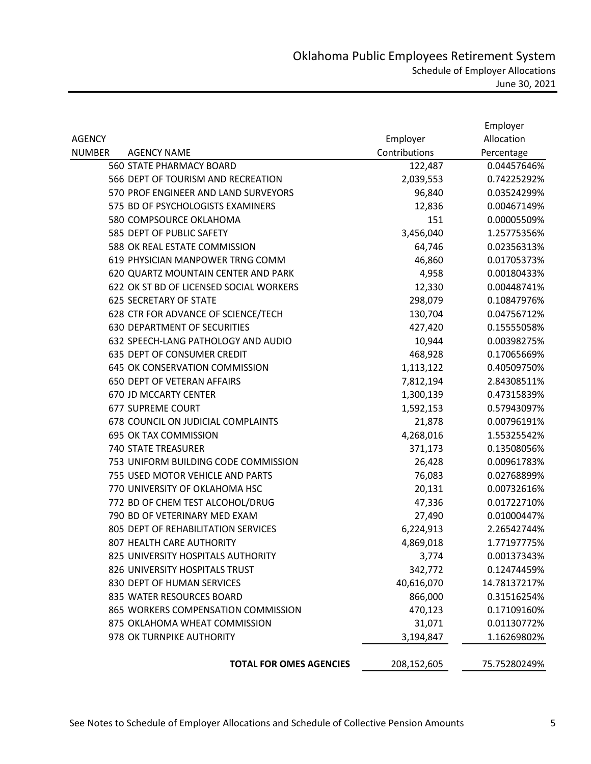# Oklahoma Public Employees Retirement System

## Schedule of Employer Allocations

June 30, 2021

| AGENCY NUMBER | AGENCY NAME | Employer Contributions | Employer Allocation Percentage |
|---|---|---|---|
| 560 | STATE PHARMACY BOARD | 122,487 | 0.04457646% |
| 566 | DEPT OF TOURISM AND RECREATION | 2,039,553 | 0.74225292% |
| 570 | PROF ENGINEER AND LAND SURVEYORS | 96,840 | 0.03524299% |
| 575 | BD OF PSYCHOLOGISTS EXAMINERS | 12,836 | 0.00467149% |
| 580 | COMPSOURCE OKLAHOMA | 151 | 0.00005509% |
| 585 | DEPT OF PUBLIC SAFETY | 3,456,040 | 1.25775356% |
| 588 | OK REAL ESTATE COMMISSION | 64,746 | 0.02356313% |
| 619 | PHYSICIAN MANPOWER TRNG COMM | 46,860 | 0.01705373% |
| 620 | QUARTZ MOUNTAIN CENTER AND PARK | 4,958 | 0.00180433% |
| 622 | OK ST BD OF LICENSED SOCIAL WORKERS | 12,330 | 0.00448741% |
| 625 | SECRETARY OF STATE | 298,079 | 0.10847976% |
| 628 | CTR FOR ADVANCE OF SCIENCE/TECH | 130,704 | 0.04756712% |
| 630 | DEPARTMENT OF SECURITIES | 427,420 | 0.15555058% |
| 632 | SPEECH-LANG PATHOLOGY AND AUDIO | 10,944 | 0.00398275% |
| 635 | DEPT OF CONSUMER CREDIT | 468,928 | 0.17065669% |
| 645 | OK CONSERVATION COMMISSION | 1,113,122 | 0.40509750% |
| 650 | DEPT OF VETERAN AFFAIRS | 7,812,194 | 2.84308511% |
| 670 | JD MCCARTY CENTER | 1,300,139 | 0.47315839% |
| 677 | SUPREME COURT | 1,592,153 | 0.57943097% |
| 678 | COUNCIL ON JUDICIAL COMPLAINTS | 21,878 | 0.00796191% |
| 695 | OK TAX COMMISSION | 4,268,016 | 1.55325542% |
| 740 | STATE TREASURER | 371,173 | 0.13508056% |
| 753 | UNIFORM BUILDING CODE COMMISSION | 26,428 | 0.00961783% |
| 755 | USED MOTOR VEHICLE AND PARTS | 76,083 | 0.02768899% |
| 770 | UNIVERSITY OF OKLAHOMA HSC | 20,131 | 0.00732616% |
| 772 | BD OF CHEM TEST ALCOHOL/DRUG | 47,336 | 0.01722710% |
| 790 | BD OF VETERINARY MED EXAM | 27,490 | 0.01000447% |
| 805 | DEPT OF REHABILITATION SERVICES | 6,224,913 | 2.26542744% |
| 807 | HEALTH CARE AUTHORITY | 4,869,018 | 1.77197775% |
| 825 | UNIVERSITY HOSPITALS AUTHORITY | 3,774 | 0.00137343% |
| 826 | UNIVERSITY HOSPITALS TRUST | 342,772 | 0.12474459% |
| 830 | DEPT OF HUMAN SERVICES | 40,616,070 | 14.78137217% |
| 835 | WATER RESOURCES BOARD | 866,000 | 0.31516254% |
| 865 | WORKERS COMPENSATION COMMISSION | 470,123 | 0.17109160% |
| 875 | OKLAHOMA WHEAT COMMISSION | 31,071 | 0.01130772% |
| 978 | OK TURNPIKE AUTHORITY | 3,194,847 | 1.16269802% |
| | **TOTAL FOR OMES AGENCIES** | 208,152,605 | 75.75280249% |

See Notes to Schedule of Employer Allocations and Schedule of Collective Pension Amounts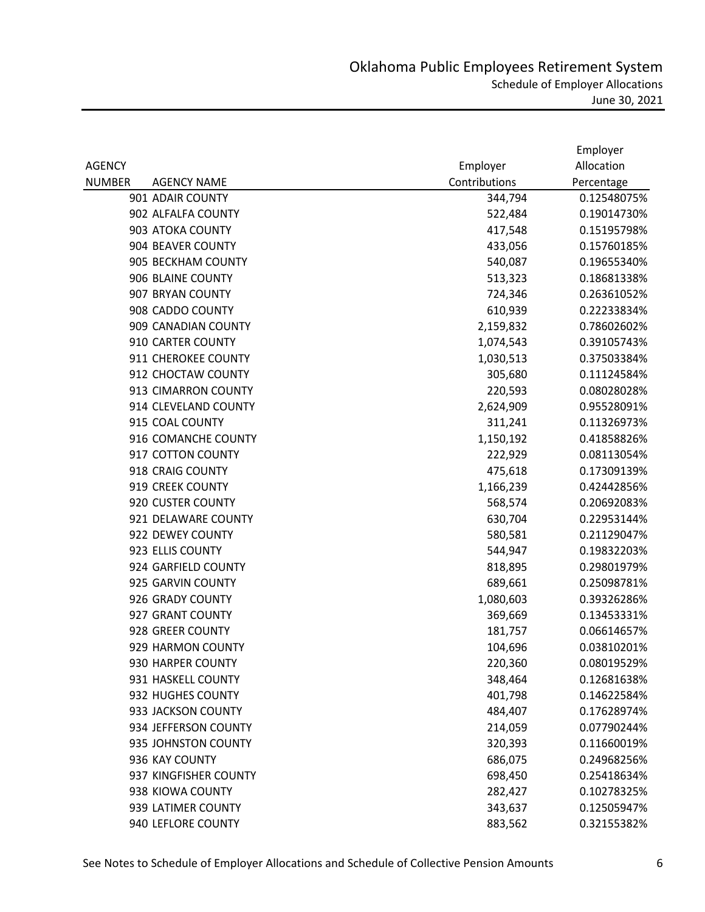# Oklahoma Public Employees Retirement System

## Schedule of Employer Allocations

June 30, 2021

| AGENCY NUMBER | AGENCY NAME | Employer Contributions | Employer Allocation Percentage |
|---|---|---|---|
| 901 | ADAIR COUNTY | 344,794 | 0.12548075% |
| 902 | ALFALFA COUNTY | 522,484 | 0.19014730% |
| 903 | ATOKA COUNTY | 417,548 | 0.15195798% |
| 904 | BEAVER COUNTY | 433,056 | 0.15760185% |
| 905 | BECKHAM COUNTY | 540,087 | 0.19655340% |
| 906 | BLAINE COUNTY | 513,323 | 0.18681338% |
| 907 | BRYAN COUNTY | 724,346 | 0.26361052% |
| 908 | CADDO COUNTY | 610,939 | 0.22233834% |
| 909 | CANADIAN COUNTY | 2,159,832 | 0.78602602% |
| 910 | CARTER COUNTY | 1,074,543 | 0.39105743% |
| 911 | CHEROKEE COUNTY | 1,030,513 | 0.37503384% |
| 912 | CHOCTAW COUNTY | 305,680 | 0.11124584% |
| 913 | CIMARRON COUNTY | 220,593 | 0.08028028% |
| 914 | CLEVELAND COUNTY | 2,624,909 | 0.95528091% |
| 915 | COAL COUNTY | 311,241 | 0.11326973% |
| 916 | COMANCHE COUNTY | 1,150,192 | 0.41858826% |
| 917 | COTTON COUNTY | 222,929 | 0.08113054% |
| 918 | CRAIG COUNTY | 475,618 | 0.17309139% |
| 919 | CREEK COUNTY | 1,166,239 | 0.42442856% |
| 920 | CUSTER COUNTY | 568,574 | 0.20692083% |
| 921 | DELAWARE COUNTY | 630,704 | 0.22953144% |
| 922 | DEWEY COUNTY | 580,581 | 0.21129047% |
| 923 | ELLIS COUNTY | 544,947 | 0.19832203% |
| 924 | GARFIELD COUNTY | 818,895 | 0.29801979% |
| 925 | GARVIN COUNTY | 689,661 | 0.25098781% |
| 926 | GRADY COUNTY | 1,080,603 | 0.39326286% |
| 927 | GRANT COUNTY | 369,669 | 0.13453331% |
| 928 | GREER COUNTY | 181,757 | 0.06614657% |
| 929 | HARMON COUNTY | 104,696 | 0.03810201% |
| 930 | HARPER COUNTY | 220,360 | 0.08019529% |
| 931 | HASKELL COUNTY | 348,464 | 0.12681638% |
| 932 | HUGHES COUNTY | 401,798 | 0.14622584% |
| 933 | JACKSON COUNTY | 484,407 | 0.17628974% |
| 934 | JEFFERSON COUNTY | 214,059 | 0.07790244% |
| 935 | JOHNSTON COUNTY | 320,393 | 0.11660019% |
| 936 | KAY COUNTY | 686,075 | 0.24968256% |
| 937 | KINGFISHER COUNTY | 698,450 | 0.25418634% |
| 938 | KIOWA COUNTY | 282,427 | 0.10278325% |
| 939 | LATIMER COUNTY | 343,637 | 0.12505947% |
| 940 | LEFLORE COUNTY | 883,562 | 0.32155382% |

See Notes to Schedule of Employer Allocations and Schedule of Collective Pension Amounts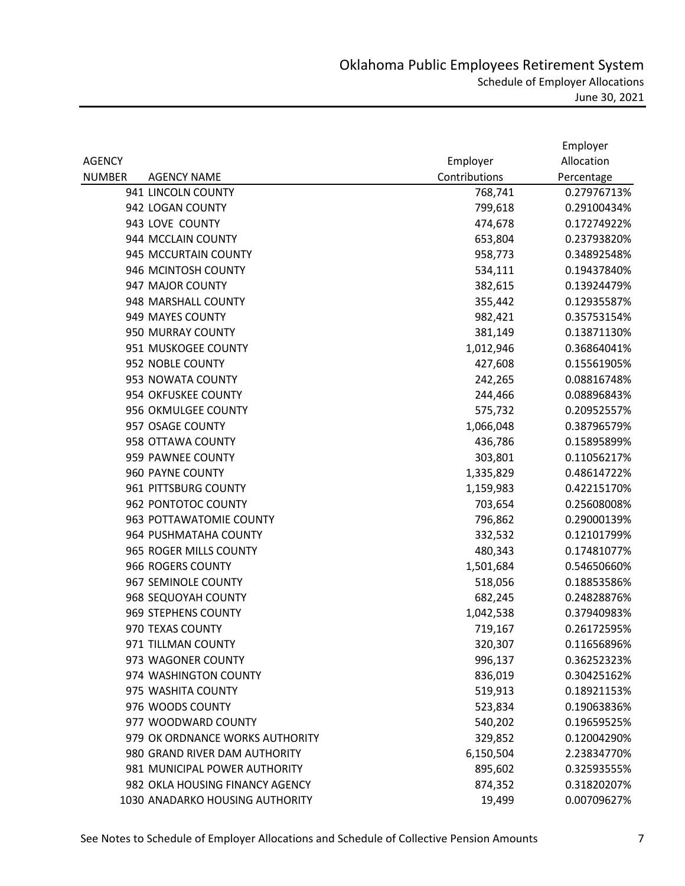# Oklahoma Public Employees Retirement System

Schedule of Employer Allocations

June 30, 2021

| AGENCY NUMBER | AGENCY NAME | Employer Contributions | Employer Allocation Percentage |
|---|---|---|---|
| 941 | LINCOLN COUNTY | 768,741 | 0.27976713% |
| 942 | LOGAN COUNTY | 799,618 | 0.29100434% |
| 943 | LOVE COUNTY | 474,678 | 0.17274922% |
| 944 | MCCLAIN COUNTY | 653,804 | 0.23793820% |
| 945 | MCCURTAIN COUNTY | 958,773 | 0.34892548% |
| 946 | MCINTOSH COUNTY | 534,111 | 0.19437840% |
| 947 | MAJOR COUNTY | 382,615 | 0.13924479% |
| 948 | MARSHALL COUNTY | 355,442 | 0.12935587% |
| 949 | MAYES COUNTY | 982,421 | 0.35753154% |
| 950 | MURRAY COUNTY | 381,149 | 0.13871130% |
| 951 | MUSKOGEE COUNTY | 1,012,946 | 0.36864041% |
| 952 | NOBLE COUNTY | 427,608 | 0.15561905% |
| 953 | NOWATA COUNTY | 242,265 | 0.08816748% |
| 954 | OKFUSKEE COUNTY | 244,466 | 0.08896843% |
| 956 | OKMULGEE COUNTY | 575,732 | 0.20952557% |
| 957 | OSAGE COUNTY | 1,066,048 | 0.38796579% |
| 958 | OTTAWA COUNTY | 436,786 | 0.15895899% |
| 959 | PAWNEE COUNTY | 303,801 | 0.11056217% |
| 960 | PAYNE COUNTY | 1,335,829 | 0.48614722% |
| 961 | PITTSBURG COUNTY | 1,159,983 | 0.42215170% |
| 962 | PONTOTOC COUNTY | 703,654 | 0.25608008% |
| 963 | POTTAWATOMIE COUNTY | 796,862 | 0.29000139% |
| 964 | PUSHMATAHA COUNTY | 332,532 | 0.12101799% |
| 965 | ROGER MILLS COUNTY | 480,343 | 0.17481077% |
| 966 | ROGERS COUNTY | 1,501,684 | 0.54650660% |
| 967 | SEMINOLE COUNTY | 518,056 | 0.18853586% |
| 968 | SEQUOYAH COUNTY | 682,245 | 0.24828876% |
| 969 | STEPHENS COUNTY | 1,042,538 | 0.37940983% |
| 970 | TEXAS COUNTY | 719,167 | 0.26172595% |
| 971 | TILLMAN COUNTY | 320,307 | 0.11656896% |
| 973 | WAGONER COUNTY | 996,137 | 0.36252323% |
| 974 | WASHINGTON COUNTY | 836,019 | 0.30425162% |
| 975 | WASHITA COUNTY | 519,913 | 0.18921153% |
| 976 | WOODS COUNTY | 523,834 | 0.19063836% |
| 977 | WOODWARD COUNTY | 540,202 | 0.19659525% |
| 979 | OK ORDNANCE WORKS AUTHORITY | 329,852 | 0.12004290% |
| 980 | GRAND RIVER DAM AUTHORITY | 6,150,504 | 2.23834770% |
| 981 | MUNICIPAL POWER AUTHORITY | 895,602 | 0.32593555% |
| 982 | OKLA HOUSING FINANCY AGENCY | 874,352 | 0.31820207% |
| 1030 | ANADARKO HOUSING AUTHORITY | 19,499 | 0.00709627% |

See Notes to Schedule of Employer Allocations and Schedule of Collective Pension Amounts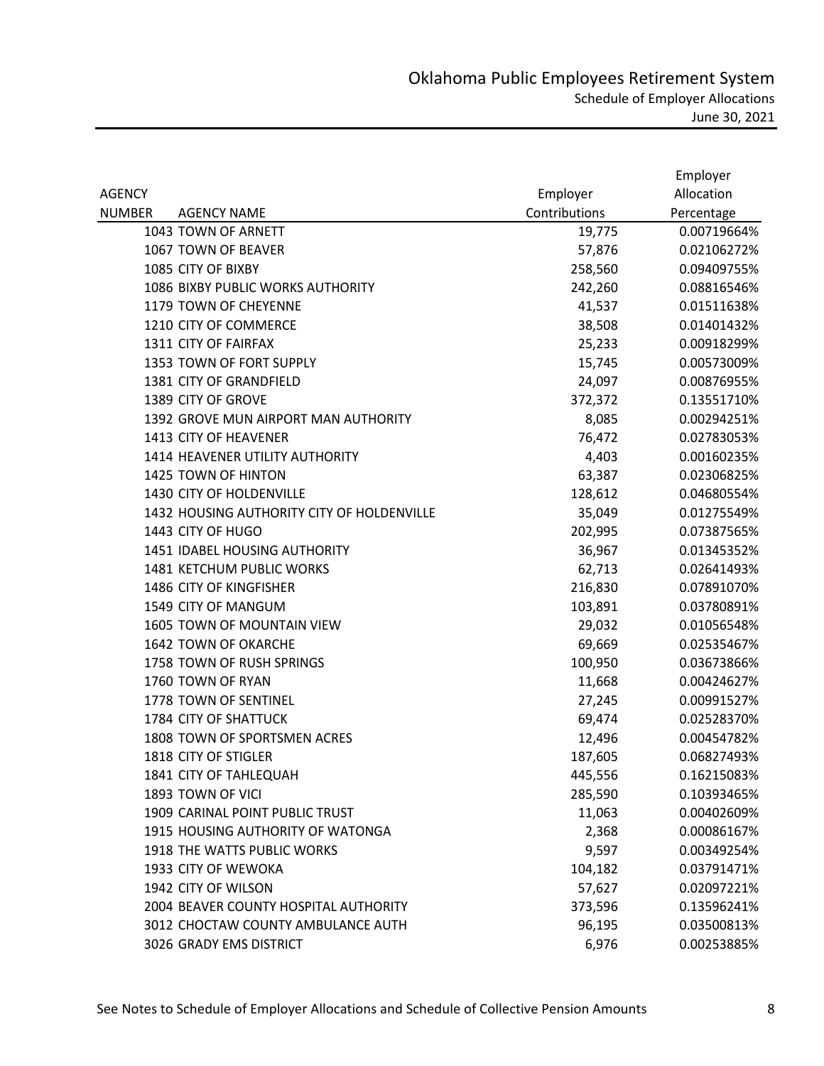# Oklahoma Public Employees Retirement System

## Schedule of Employer Allocations

June 30, 2021

| AGENCY NUMBER | AGENCY NAME | Employer Contributions | Employer Allocation Percentage |
|---|---|---|---|
| 1043 | TOWN OF ARNETT | 19,775 | 0.00719664% |
| 1067 | TOWN OF BEAVER | 57,876 | 0.02106272% |
| 1085 | CITY OF BIXBY | 258,560 | 0.09409755% |
| 1086 | BIXBY PUBLIC WORKS AUTHORITY | 242,260 | 0.08816546% |
| 1179 | TOWN OF CHEYENNE | 41,537 | 0.01511638% |
| 1210 | CITY OF COMMERCE | 38,508 | 0.01401432% |
| 1311 | CITY OF FAIRFAX | 25,233 | 0.00918299% |
| 1353 | TOWN OF FORT SUPPLY | 15,745 | 0.00573009% |
| 1381 | CITY OF GRANDFIELD | 24,097 | 0.00876955% |
| 1389 | CITY OF GROVE | 372,372 | 0.13551710% |
| 1392 | GROVE MUN AIRPORT MAN AUTHORITY | 8,085 | 0.00294251% |
| 1413 | CITY OF HEAVENER | 76,472 | 0.02783053% |
| 1414 | HEAVENER UTILITY AUTHORITY | 4,403 | 0.00160235% |
| 1425 | TOWN OF HINTON | 63,387 | 0.02306825% |
| 1430 | CITY OF HOLDENVILLE | 128,612 | 0.04680554% |
| 1432 | HOUSING AUTHORITY CITY OF HOLDENVILLE | 35,049 | 0.01275549% |
| 1443 | CITY OF HUGO | 202,995 | 0.07387565% |
| 1451 | IDABEL HOUSING AUTHORITY | 36,967 | 0.01345352% |
| 1481 | KETCHUM PUBLIC WORKS | 62,713 | 0.02641493% |
| 1486 | CITY OF KINGFISHER | 216,830 | 0.07891070% |
| 1549 | CITY OF MANGUM | 103,891 | 0.03780891% |
| 1605 | TOWN OF MOUNTAIN VIEW | 29,032 | 0.01056548% |
| 1642 | TOWN OF OKARCHE | 69,669 | 0.02535467% |
| 1758 | TOWN OF RUSH SPRINGS | 100,950 | 0.03673866% |
| 1760 | TOWN OF RYAN | 11,668 | 0.00424627% |
| 1778 | TOWN OF SENTINEL | 27,245 | 0.00991527% |
| 1784 | CITY OF SHATTUCK | 69,474 | 0.02528370% |
| 1808 | TOWN OF SPORTSMEN ACRES | 12,496 | 0.00454782% |
| 1818 | CITY OF STIGLER | 187,605 | 0.06827493% |
| 1841 | CITY OF TAHLEQUAH | 445,556 | 0.16215083% |
| 1893 | TOWN OF VICI | 285,590 | 0.10393465% |
| 1909 | CARINAL POINT PUBLIC TRUST | 11,063 | 0.00402609% |
| 1915 | HOUSING AUTHORITY OF WATONGA | 2,368 | 0.00086167% |
| 1918 | THE WATTS PUBLIC WORKS | 9,597 | 0.00349254% |
| 1933 | CITY OF WEWOKA | 104,182 | 0.03791471% |
| 1942 | CITY OF WILSON | 57,627 | 0.02097221% |
| 2004 | BEAVER COUNTY HOSPITAL AUTHORITY | 373,596 | 0.13596241% |
| 3012 | CHOCTAW COUNTY AMBULANCE AUTH | 96,195 | 0.03500813% |
| 3026 | GRADY EMS DISTRICT | 6,976 | 0.00253885% |

See Notes to Schedule of Employer Allocations and Schedule of Collective Pension Amounts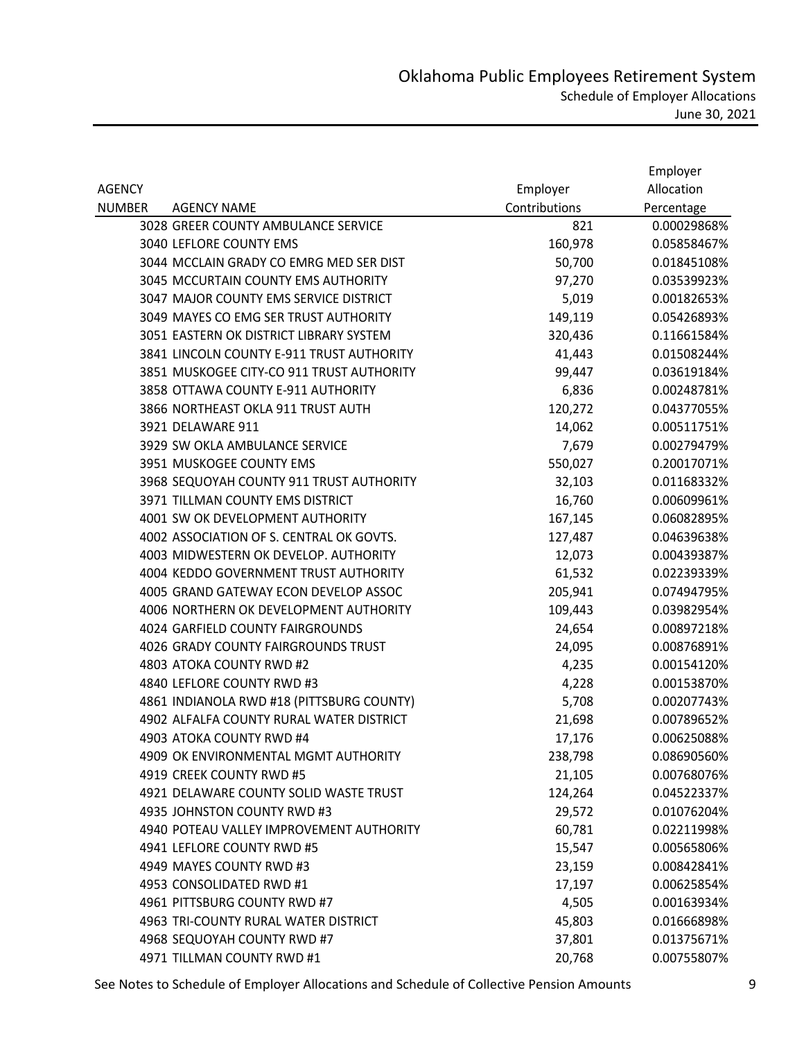# Oklahoma Public Employees Retirement System

## Schedule of Employer Allocations

June 30, 2021

| AGENCY NUMBER | AGENCY NAME | Employer Contributions | Employer Allocation Percentage |
|---|---|---|---|
| 3028 | GREER COUNTY AMBULANCE SERVICE | 821 | 0.00029868% |
| 3040 | LEFLORE COUNTY EMS | 160,978 | 0.05858467% |
| 3044 | MCCLAIN GRADY CO EMRG MED SER DIST | 50,700 | 0.01845108% |
| 3045 | MCCURTAIN COUNTY EMS AUTHORITY | 97,270 | 0.03539923% |
| 3047 | MAJOR COUNTY EMS SERVICE DISTRICT | 5,019 | 0.00182653% |
| 3049 | MAYES CO EMG SER TRUST AUTHORITY | 149,119 | 0.05426893% |
| 3051 | EASTERN OK DISTRICT LIBRARY SYSTEM | 320,436 | 0.11661584% |
| 3841 | LINCOLN COUNTY E-911 TRUST AUTHORITY | 41,443 | 0.01508244% |
| 3851 | MUSKOGEE CITY-CO 911 TRUST AUTHORITY | 99,447 | 0.03619184% |
| 3858 | OTTAWA COUNTY E-911 AUTHORITY | 6,836 | 0.00248781% |
| 3866 | NORTHEAST OKLA 911 TRUST AUTH | 120,272 | 0.04377055% |
| 3921 | DELAWARE 911 | 14,062 | 0.00511751% |
| 3929 | SW OKLA AMBULANCE SERVICE | 7,679 | 0.00279479% |
| 3951 | MUSKOGEE COUNTY EMS | 550,027 | 0.20017071% |
| 3968 | SEQUOYAH COUNTY 911 TRUST AUTHORITY | 32,103 | 0.01168332% |
| 3971 | TILLMAN COUNTY EMS DISTRICT | 16,760 | 0.00609961% |
| 4001 | SW OK DEVELOPMENT AUTHORITY | 167,145 | 0.06082895% |
| 4002 | ASSOCIATION OF S. CENTRAL OK GOVTS. | 127,487 | 0.04639638% |
| 4003 | MIDWESTERN OK DEVELOP. AUTHORITY | 12,073 | 0.00439387% |
| 4004 | KEDDO GOVERNMENT TRUST AUTHORITY | 61,532 | 0.02239339% |
| 4005 | GRAND GATEWAY ECON DEVELOP ASSOC | 205,941 | 0.07494795% |
| 4006 | NORTHERN OK DEVELOPMENT AUTHORITY | 109,443 | 0.03982954% |
| 4024 | GARFIELD COUNTY FAIRGROUNDS | 24,654 | 0.00897218% |
| 4026 | GRADY COUNTY FAIRGROUNDS TRUST | 24,095 | 0.00876891% |
| 4803 | ATOKA COUNTY RWD #2 | 4,235 | 0.00154120% |
| 4840 | LEFLORE COUNTY RWD #3 | 4,228 | 0.00153870% |
| 4861 | INDIANOLA RWD #18 (PITTSBURG COUNTY) | 5,708 | 0.00207743% |
| 4902 | ALFALFA COUNTY RURAL WATER DISTRICT | 21,698 | 0.00789652% |
| 4903 | ATOKA COUNTY RWD #4 | 17,176 | 0.00625088% |
| 4909 | OK ENVIRONMENTAL MGMT AUTHORITY | 238,798 | 0.08690560% |
| 4919 | CREEK COUNTY RWD #5 | 21,105 | 0.00768076% |
| 4921 | DELAWARE COUNTY SOLID WASTE TRUST | 124,264 | 0.04522337% |
| 4935 | JOHNSTON COUNTY RWD #3 | 29,572 | 0.01076204% |
| 4940 | POTEAU VALLEY IMPROVEMENT AUTHORITY | 60,781 | 0.02211998% |
| 4941 | LEFLORE COUNTY RWD #5 | 15,547 | 0.00565806% |
| 4949 | MAYES COUNTY RWD #3 | 23,159 | 0.00842841% |
| 4953 | CONSOLIDATED RWD #1 | 17,197 | 0.00625854% |
| 4961 | PITTSBURG COUNTY RWD #7 | 4,505 | 0.00163934% |
| 4963 | TRI-COUNTY RURAL WATER DISTRICT | 45,803 | 0.01666898% |
| 4968 | SEQUOYAH COUNTY RWD #7 | 37,801 | 0.01375671% |
| 4971 | TILLMAN COUNTY RWD #1 | 20,768 | 0.00755807% |

See Notes to Schedule of Employer Allocations and Schedule of Collective Pension Amounts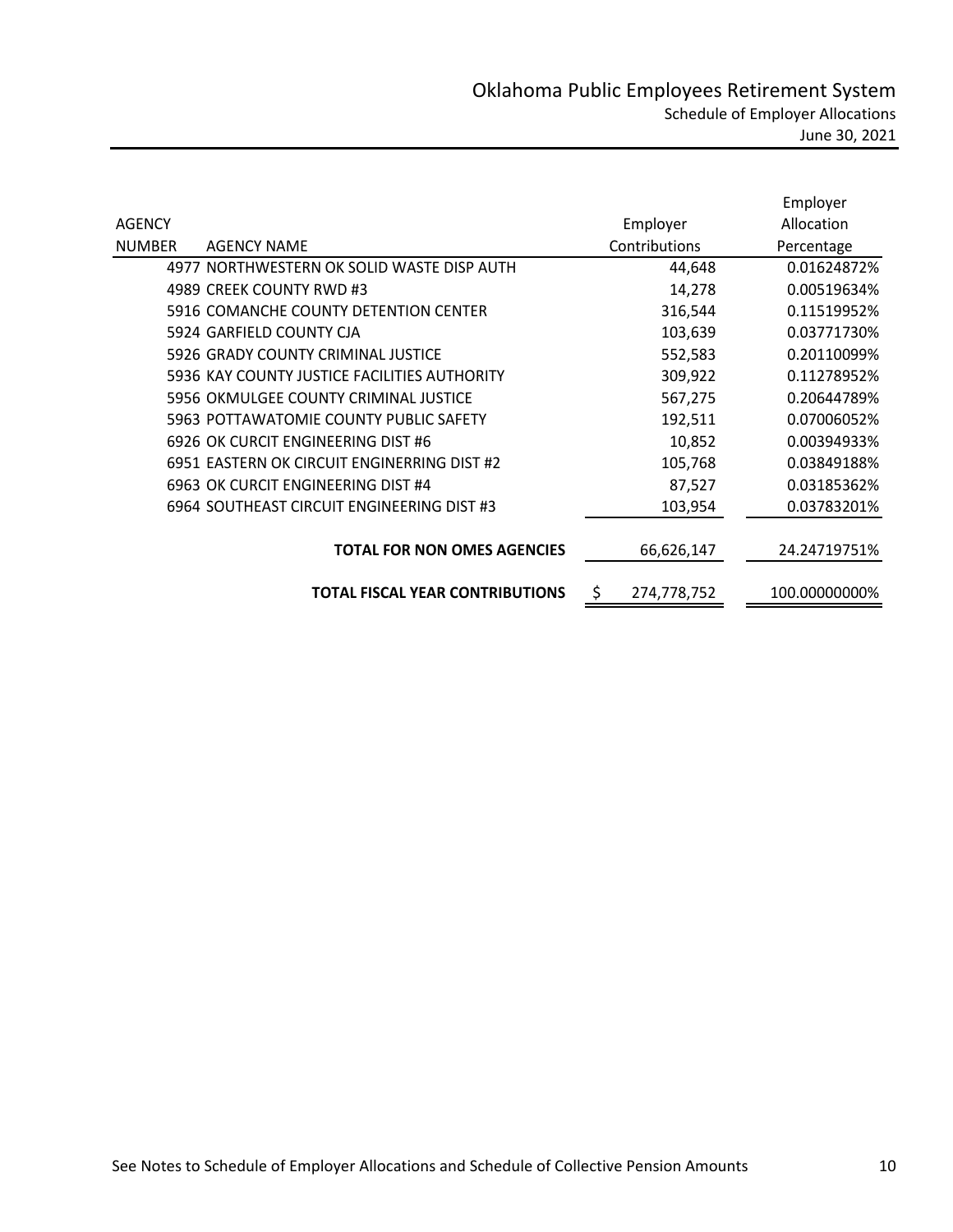# Oklahoma Public Employees Retirement System

## Schedule of Employer Allocations

June 30, 2021

| AGENCY NUMBER | AGENCY NAME | Employer Contributions | Employer Allocation Percentage |
|---|---|---|---|
| 4977 | NORTHWESTERN OK SOLID WASTE DISP AUTH | 44,648 | 0.01624872% |
| 4989 | CREEK COUNTY RWD #3 | 14,278 | 0.00519634% |
| 5916 | COMANCHE COUNTY DETENTION CENTER | 316,544 | 0.11519952% |
| 5924 | GARFIELD COUNTY CJA | 103,639 | 0.03771730% |
| 5926 | GRADY COUNTY CRIMINAL JUSTICE | 552,583 | 0.20110099% |
| 5936 | KAY COUNTY JUSTICE FACILITIES AUTHORITY | 309,922 | 0.11278952% |
| 5956 | OKMULGEE COUNTY CRIMINAL JUSTICE | 567,275 | 0.20644789% |
| 5963 | POTTAWATOMIE COUNTY PUBLIC SAFETY | 192,511 | 0.07006052% |
| 6926 | OK CURCIT ENGINEERING DIST #6 | 10,852 | 0.00394933% |
| 6951 | EASTERN OK CIRCUIT ENGINERRING DIST #2 | 105,768 | 0.03849188% |
| 6963 | OK CURCIT ENGINEERING DIST #4 | 87,527 | 0.03185362% |
| 6964 | SOUTHEAST CIRCUIT ENGINEERING DIST #3 | 103,954 | 0.03783201% |
| | **TOTAL FOR NON OMES AGENCIES** | 66,626,147 | 24.24719751% |
| | **TOTAL FISCAL YEAR CONTRIBUTIONS** | $ 274,778,752 | 100.00000000% |

See Notes to Schedule of Employer Allocations and Schedule of Collective Pension Amounts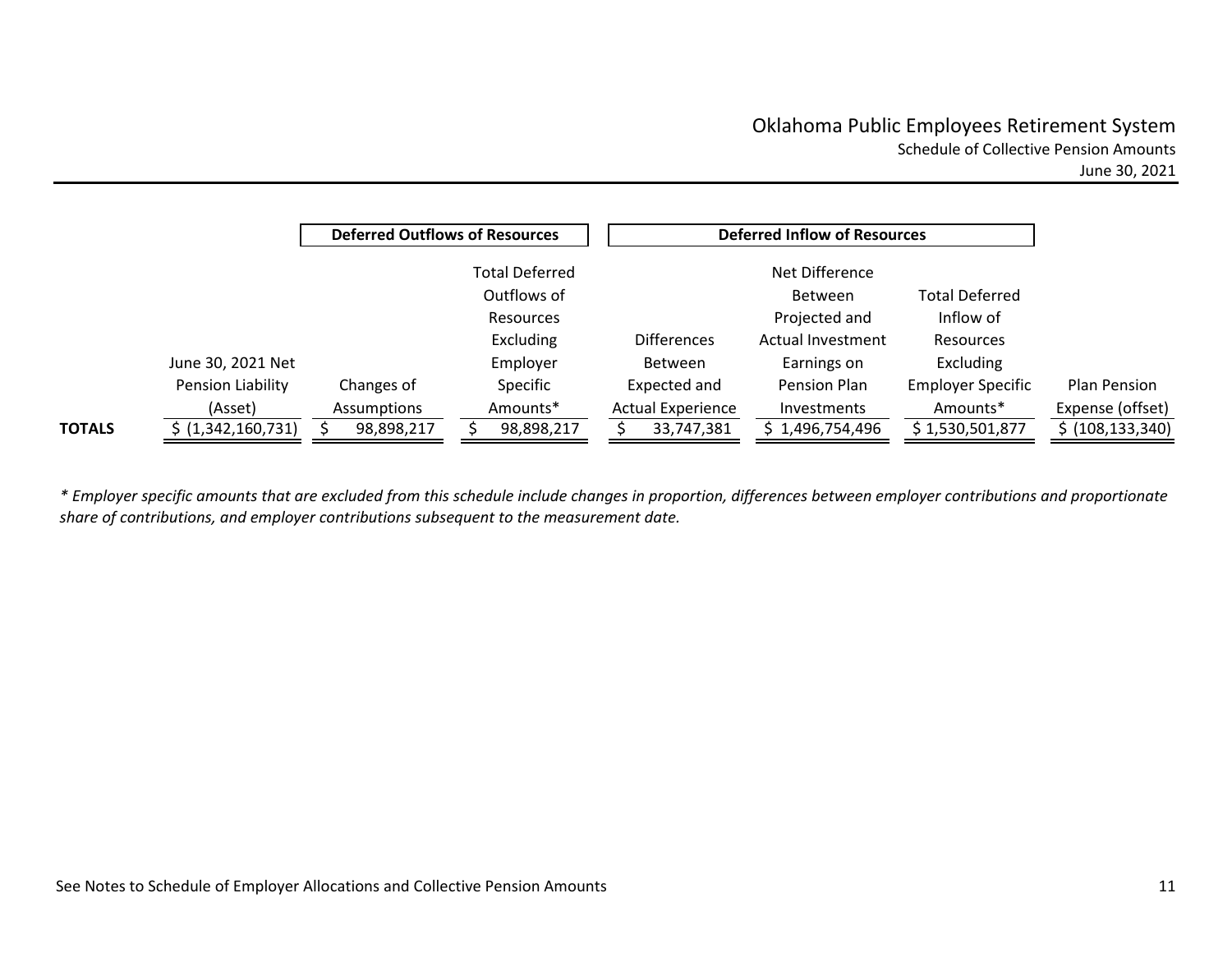# Oklahoma Public Employees Retirement System

## Schedule of Collective Pension Amounts

June 30, 2021

| | | Deferred Outflows of Resources | | Deferred Inflow of Resources | | | |
|---|---|---|---|---|---|---|---|
| | June 30, 2021 Net Pension Liability (Asset) | Changes of Assumptions | Total Deferred Outflows of Resources Excluding Employer Specific Amounts* | Differences Between Expected and Actual Experience | Net Difference Between Projected and Actual Investment Earnings on Pension Plan Investments | Total Deferred Inflow of Resources Excluding Employer Specific Amounts* | Plan Pension Expense (offset) |
| **TOTALS** | $ (1,342,160,731) | $ 98,898,217 | $ 98,898,217 | $ 33,747,381 | $ 1,496,754,496 | $ 1,530,501,877 | $ (108,133,340) |

*\* Employer specific amounts that are excluded from this schedule include changes in proportion, differences between employer contributions and proportionate share of contributions, and employer contributions subsequent to the measurement date.*

See Notes to Schedule of Employer Allocations and Collective Pension Amounts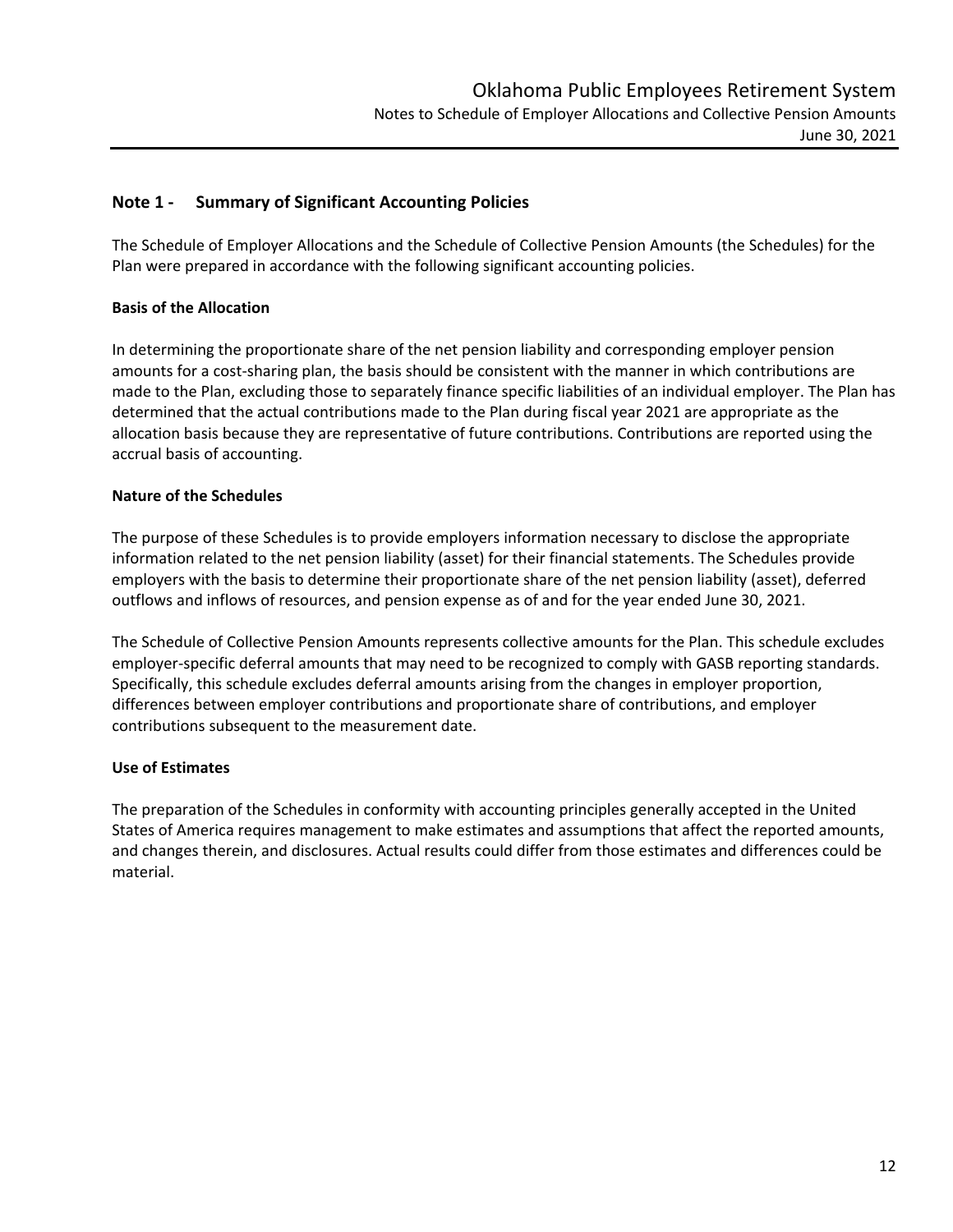## Note 1 - Summary of Significant Accounting Policies

The Schedule of Employer Allocations and the Schedule of Collective Pension Amounts (the Schedules) for the Plan were prepared in accordance with the following significant accounting policies.

### Basis of the Allocation

In determining the proportionate share of the net pension liability and corresponding employer pension amounts for a cost-sharing plan, the basis should be consistent with the manner in which contributions are made to the Plan, excluding those to separately finance specific liabilities of an individual employer. The Plan has determined that the actual contributions made to the Plan during fiscal year 2021 are appropriate as the allocation basis because they are representative of future contributions. Contributions are reported using the accrual basis of accounting.

### Nature of the Schedules

The purpose of these Schedules is to provide employers information necessary to disclose the appropriate information related to the net pension liability (asset) for their financial statements. The Schedules provide employers with the basis to determine their proportionate share of the net pension liability (asset), deferred outflows and inflows of resources, and pension expense as of and for the year ended June 30, 2021.

The Schedule of Collective Pension Amounts represents collective amounts for the Plan. This schedule excludes employer-specific deferral amounts that may need to be recognized to comply with GASB reporting standards. Specifically, this schedule excludes deferral amounts arising from the changes in employer proportion, differences between employer contributions and proportionate share of contributions, and employer contributions subsequent to the measurement date.

### Use of Estimates

The preparation of the Schedules in conformity with accounting principles generally accepted in the United States of America requires management to make estimates and assumptions that affect the reported amounts, and changes therein, and disclosures. Actual results could differ from those estimates and differences could be material.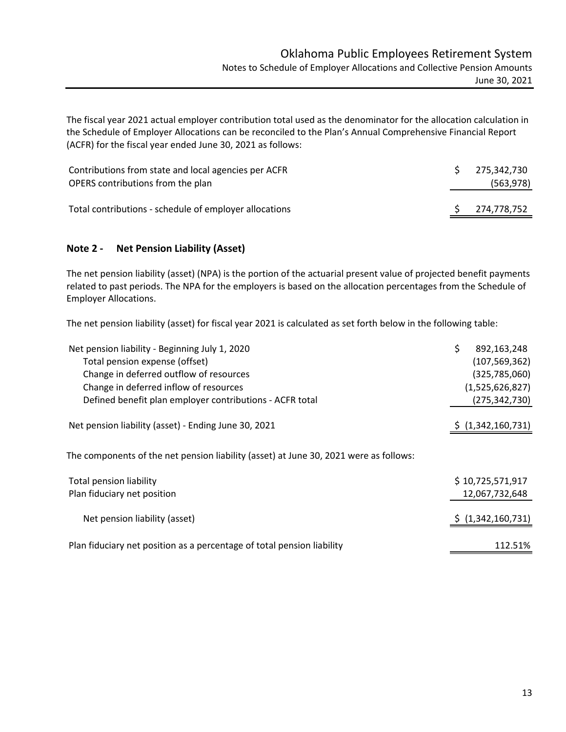The fiscal year 2021 actual employer contribution total used as the denominator for the allocation calculation in the Schedule of Employer Allocations can be reconciled to the Plan's Annual Comprehensive Financial Report (ACFR) for the fiscal year ended June 30, 2021 as follows:

| | |
|---|---|
| Contributions from state and local agencies per ACFR | $ 275,342,730 |
| OPERS contributions from the plan | (563,978) |
| Total contributions - schedule of employer allocations | $ 274,778,752 |

## Note 2 - Net Pension Liability (Asset)

The net pension liability (asset) (NPA) is the portion of the actuarial present value of projected benefit payments related to past periods. The NPA for the employers is based on the allocation percentages from the Schedule of Employer Allocations.

The net pension liability (asset) for fiscal year 2021 is calculated as set forth below in the following table:

| | |
|---|---|
| Net pension liability - Beginning July 1, 2020 | $ 892,163,248 |
| Total pension expense (offset) | (107,569,362) |
| Change in deferred outflow of resources | (325,785,060) |
| Change in deferred inflow of resources | (1,525,626,827) |
| Defined benefit plan employer contributions - ACFR total | (275,342,730) |
| Net pension liability (asset) - Ending June 30, 2021 | $ (1,342,160,731) |

The components of the net pension liability (asset) at June 30, 2021 were as follows:

| | |
|---|---|
| Total pension liability | $ 10,725,571,917 |
| Plan fiduciary net position | 12,067,732,648 |
| Net pension liability (asset) | $ (1,342,160,731) |
| Plan fiduciary net position as a percentage of total pension liability | 112.51% |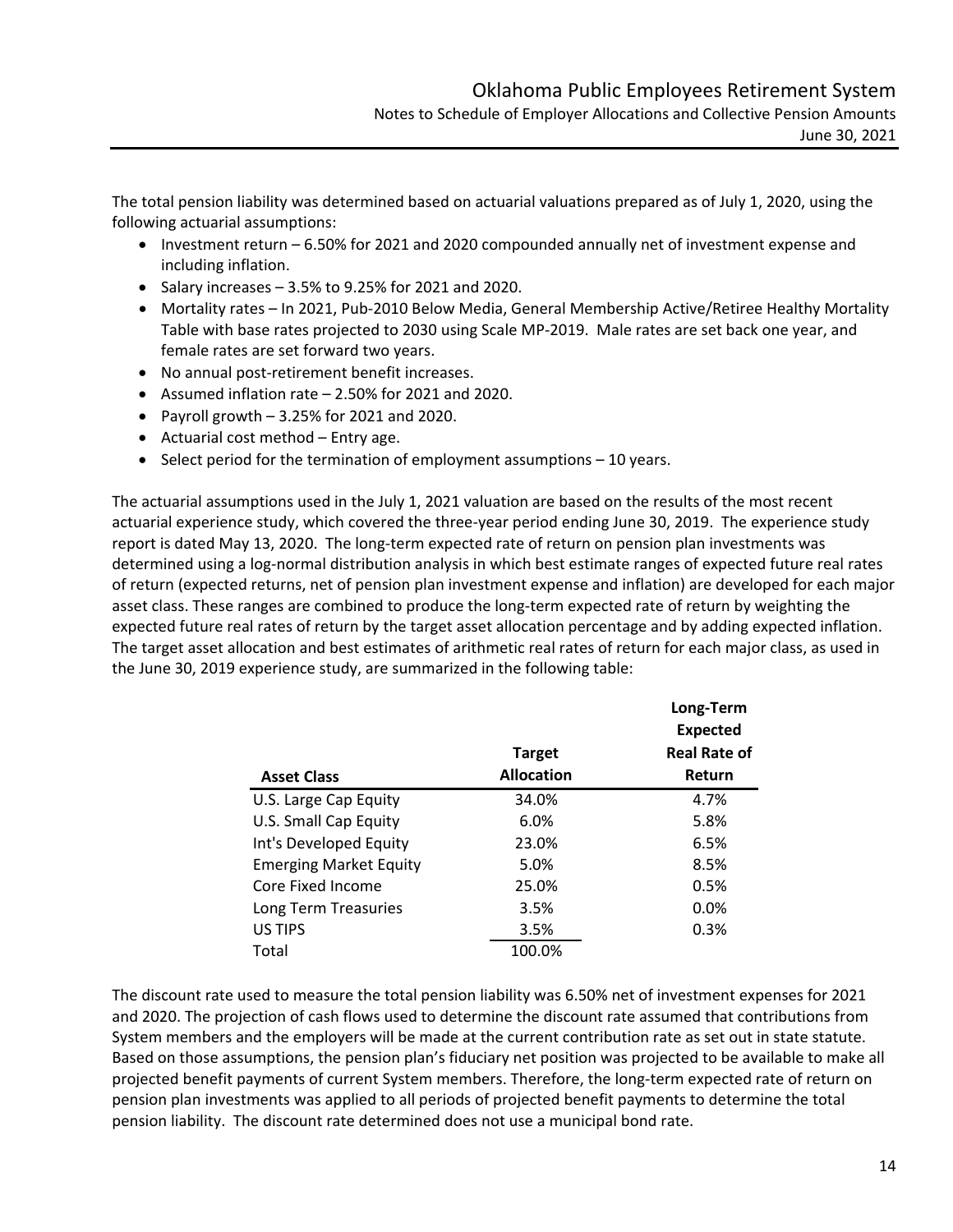The total pension liability was determined based on actuarial valuations prepared as of July 1, 2020, using the following actuarial assumptions:

- Investment return – 6.50% for 2021 and 2020 compounded annually net of investment expense and including inflation.
- Salary increases – 3.5% to 9.25% for 2021 and 2020.
- Mortality rates – In 2021, Pub-2010 Below Media, General Membership Active/Retiree Healthy Mortality Table with base rates projected to 2030 using Scale MP-2019. Male rates are set back one year, and female rates are set forward two years.
- No annual post-retirement benefit increases.
- Assumed inflation rate – 2.50% for 2021 and 2020.
- Payroll growth – 3.25% for 2021 and 2020.
- Actuarial cost method – Entry age.
- Select period for the termination of employment assumptions – 10 years.

The actuarial assumptions used in the July 1, 2021 valuation are based on the results of the most recent actuarial experience study, which covered the three-year period ending June 30, 2019. The experience study report is dated May 13, 2020. The long-term expected rate of return on pension plan investments was determined using a log-normal distribution analysis in which best estimate ranges of expected future real rates of return (expected returns, net of pension plan investment expense and inflation) are developed for each major asset class. These ranges are combined to produce the long-term expected rate of return by weighting the expected future real rates of return by the target asset allocation percentage and by adding expected inflation. The target asset allocation and best estimates of arithmetic real rates of return for each major class, as used in the June 30, 2019 experience study, are summarized in the following table:

| Asset Class | Target Allocation | Long-Term Expected Real Rate of Return |
|---|---|---|
| U.S. Large Cap Equity | 34.0% | 4.7% |
| U.S. Small Cap Equity | 6.0% | 5.8% |
| Int's Developed Equity | 23.0% | 6.5% |
| Emerging Market Equity | 5.0% | 8.5% |
| Core Fixed Income | 25.0% | 0.5% |
| Long Term Treasuries | 3.5% | 0.0% |
| US TIPS | 3.5% | 0.3% |
| Total | 100.0% | |

The discount rate used to measure the total pension liability was 6.50% net of investment expenses for 2021 and 2020. The projection of cash flows used to determine the discount rate assumed that contributions from System members and the employers will be made at the current contribution rate as set out in state statute. Based on those assumptions, the pension plan's fiduciary net position was projected to be available to make all projected benefit payments of current System members. Therefore, the long-term expected rate of return on pension plan investments was applied to all periods of projected benefit payments to determine the total pension liability. The discount rate determined does not use a municipal bond rate.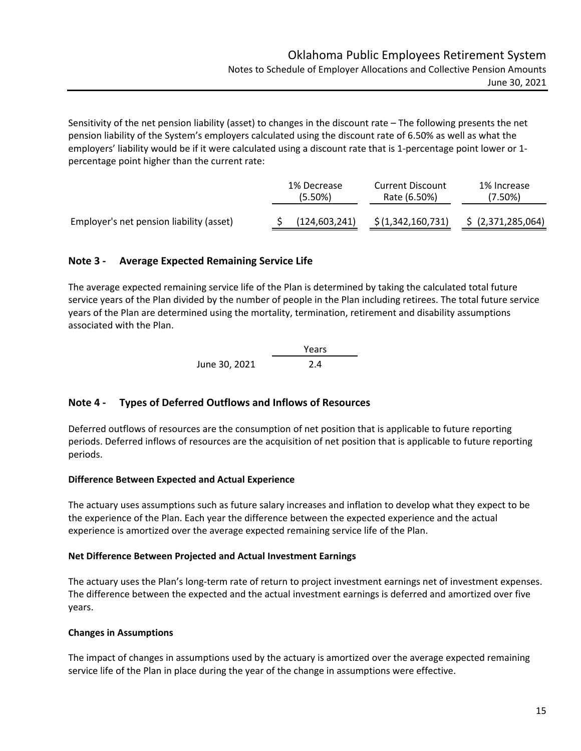Sensitivity of the net pension liability (asset) to changes in the discount rate – The following presents the net pension liability of the System's employers calculated using the discount rate of 6.50% as well as what the employers' liability would be if it were calculated using a discount rate that is 1-percentage point lower or 1-percentage point higher than the current rate:

| | 1% Decrease (5.50%) | Current Discount Rate (6.50%) | 1% Increase (7.50%) |
|---|---|---|---|
| Employer's net pension liability (asset) | $ (124,603,241) | $ (1,342,160,731) | $ (2,371,285,064) |

## Note 3 - Average Expected Remaining Service Life

The average expected remaining service life of the Plan is determined by taking the calculated total future service years of the Plan divided by the number of people in the Plan including retirees. The total future service years of the Plan are determined using the mortality, termination, retirement and disability assumptions associated with the Plan.

| | Years |
|---|---|
| June 30, 2021 | 2.4 |

## Note 4 - Types of Deferred Outflows and Inflows of Resources

Deferred outflows of resources are the consumption of net position that is applicable to future reporting periods. Deferred inflows of resources are the acquisition of net position that is applicable to future reporting periods.

**Difference Between Expected and Actual Experience**

The actuary uses assumptions such as future salary increases and inflation to develop what they expect to be the experience of the Plan. Each year the difference between the expected experience and the actual experience is amortized over the average expected remaining service life of the Plan.

**Net Difference Between Projected and Actual Investment Earnings**

The actuary uses the Plan's long-term rate of return to project investment earnings net of investment expenses. The difference between the expected and the actual investment earnings is deferred and amortized over five years.

**Changes in Assumptions**

The impact of changes in assumptions used by the actuary is amortized over the average expected remaining service life of the Plan in place during the year of the change in assumptions were effective.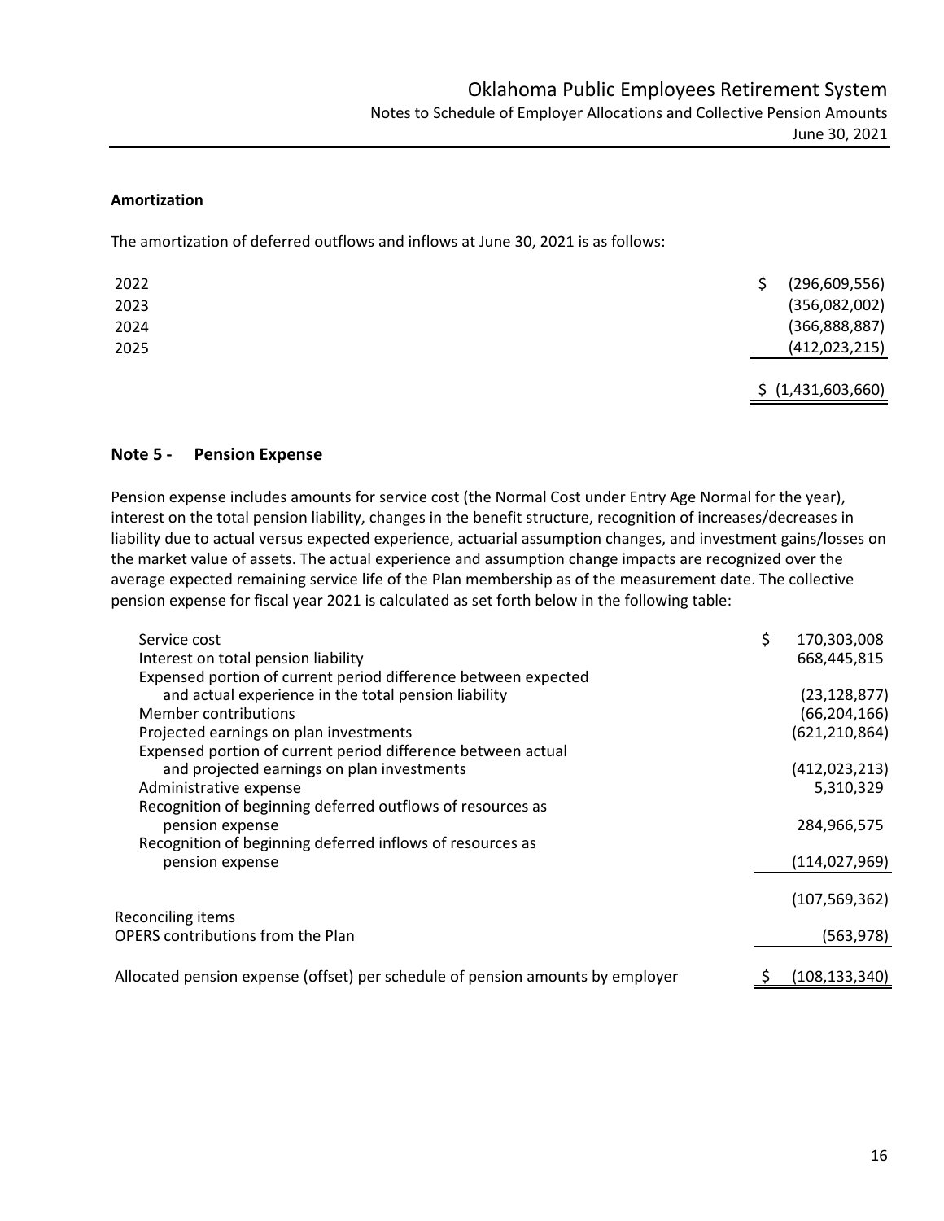### Amortization

The amortization of deferred outflows and inflows at June 30, 2021 is as follows:

| Year | Amount |
|---|---|
| 2022 | $ (296,609,556) |
| 2023 | (356,082,002) |
| 2024 | (366,888,887) |
| 2025 | (412,023,215) |
| | $ (1,431,603,660) |

## Note 5 - Pension Expense

Pension expense includes amounts for service cost (the Normal Cost under Entry Age Normal for the year), interest on the total pension liability, changes in the benefit structure, recognition of increases/decreases in liability due to actual versus expected experience, actuarial assumption changes, and investment gains/losses on the market value of assets. The actual experience and assumption change impacts are recognized over the average expected remaining service life of the Plan membership as of the measurement date. The collective pension expense for fiscal year 2021 is calculated as set forth below in the following table:

| | |
|---|---|
| Service cost | $ 170,303,008 |
| Interest on total pension liability | 668,445,815 |
| Expensed portion of current period difference between expected and actual experience in the total pension liability | (23,128,877) |
| Member contributions | (66,204,166) |
| Projected earnings on plan investments | (621,210,864) |
| Expensed portion of current period difference between actual and projected earnings on plan investments | (412,023,213) |
| Administrative expense | 5,310,329 |
| Recognition of beginning deferred outflows of resources as pension expense | 284,966,575 |
| Recognition of beginning deferred inflows of resources as pension expense | (114,027,969) |
| | (107,569,362) |
| Reconciling items | |
| OPERS contributions from the Plan | (563,978) |
| Allocated pension expense (offset) per schedule of pension amounts by employer | $ (108,133,340) |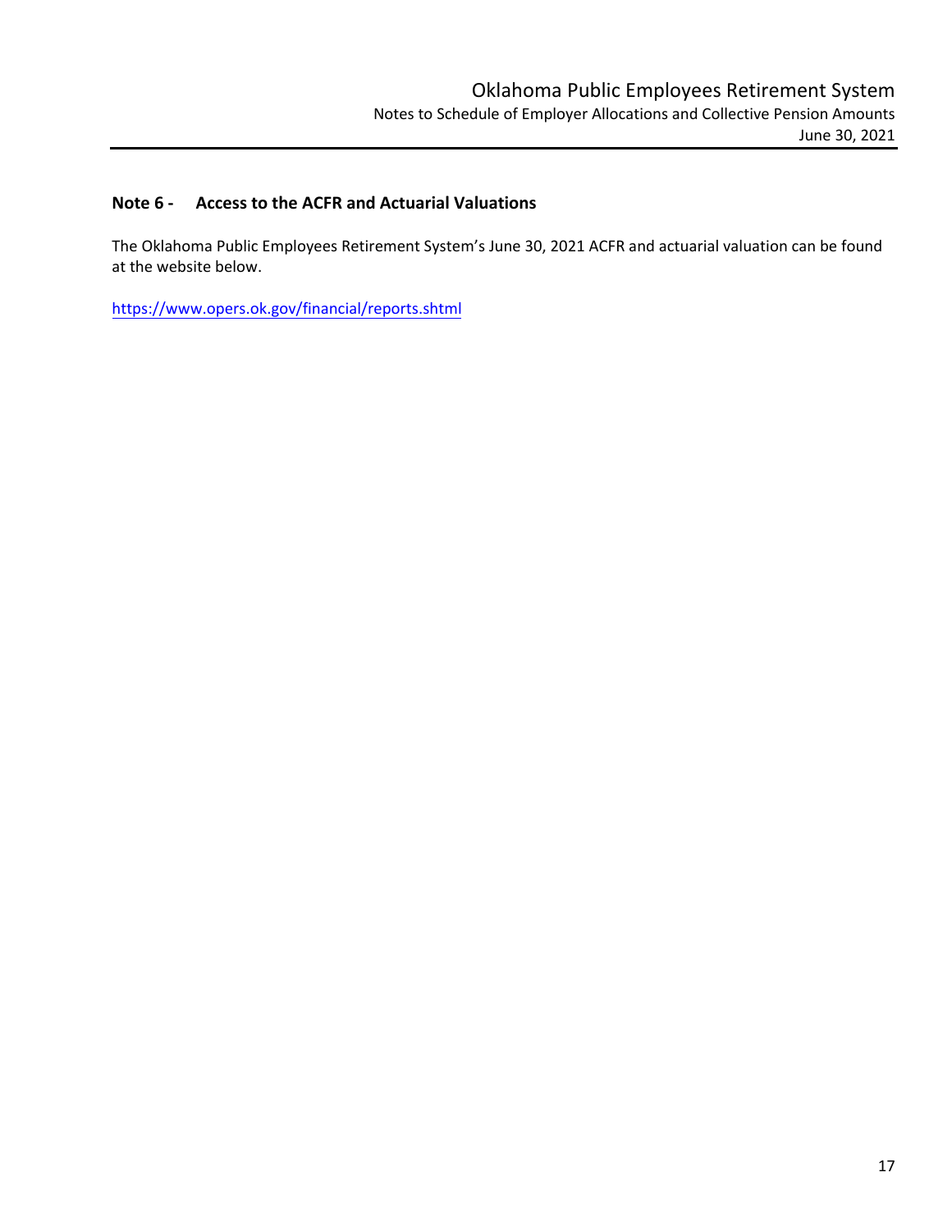## Note 6 - Access to the ACFR and Actuarial Valuations

The Oklahoma Public Employees Retirement System's June 30, 2021 ACFR and actuarial valuation can be found at the website below.

https://www.opers.ok.gov/financial/reports.shtml